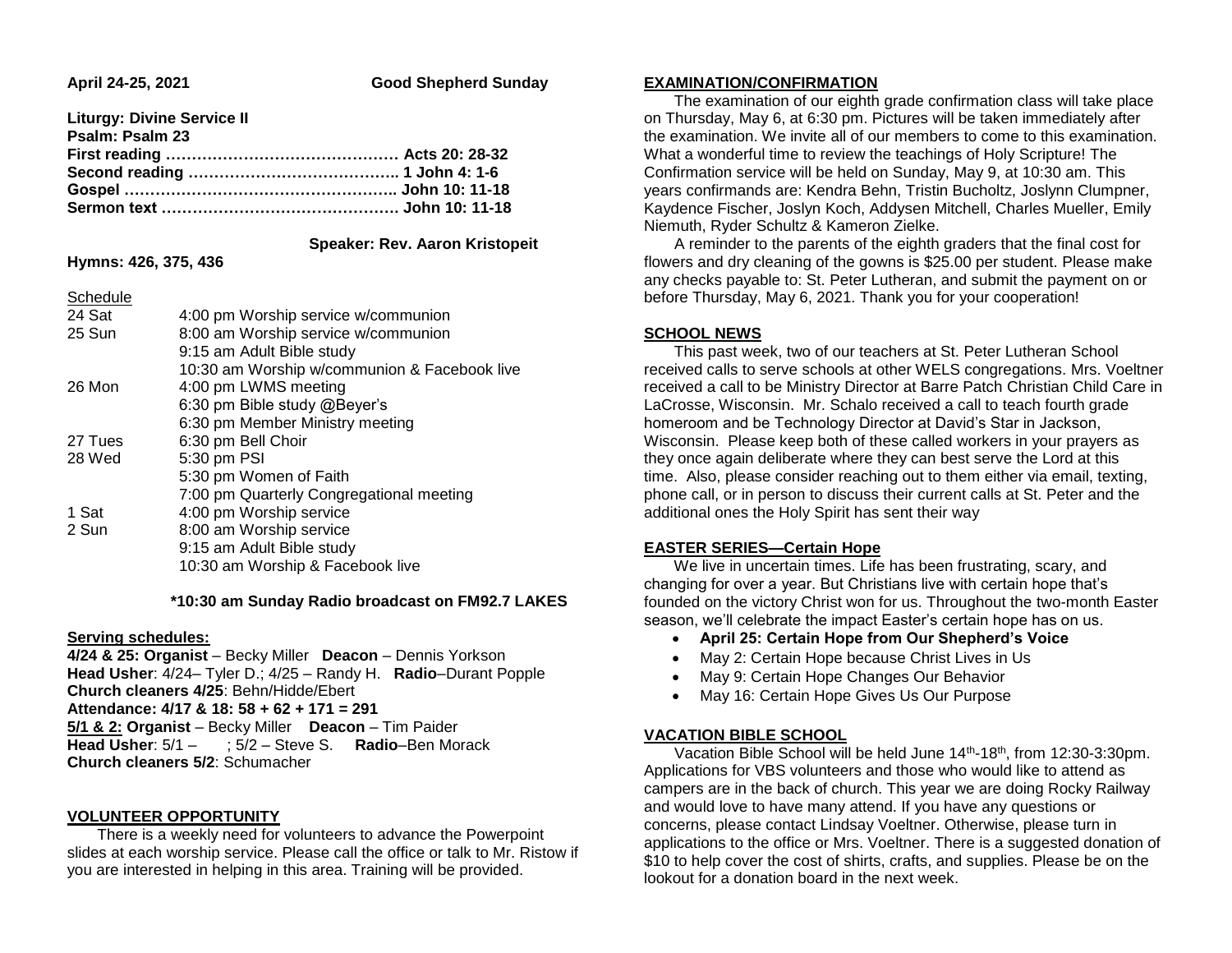**April 24-25, 2021** **Good Shepherd Sunday**

**Liturgy: Divine Service II**
**Psalm: Psalm 23**
**First reading ……………………………………… Acts 20: 28-32**
**Second reading ………………………………….. 1 John 4: 1-6**
**Gospel …………………………………………….. John 10: 11-18**
**Sermon text ………………………………………. John 10: 11-18**

**Speaker: Rev. Aaron Kristopeit**

**Hymns: 426, 375, 436**

Schedule

| | |
|---|---|
| 24 Sat | 4:00 pm Worship service w/communion |
| 25 Sun | 8:00 am Worship service w/communion |
| | 9:15 am Adult Bible study |
| | 10:30 am Worship w/communion & Facebook live |
| 26 Mon | 4:00 pm LWMS meeting |
| | 6:30 pm Bible study @Beyer's |
| | 6:30 pm Member Ministry meeting |
| 27 Tues | 6:30 pm Bell Choir |
| 28 Wed | 5:30 pm PSI |
| | 5:30 pm Women of Faith |
| | 7:00 pm Quarterly Congregational meeting |
| 1 Sat | 4:00 pm Worship service |
| 2 Sun | 8:00 am Worship service |
| | 9:15 am Adult Bible study |
| | 10:30 am Worship & Facebook live |

**\*10:30 am Sunday Radio broadcast on FM92.7 LAKES**

**Serving schedules:**

**4/24 & 25: Organist** – Becky Miller **Deacon** – Dennis Yorkson
**Head Usher**: 4/24– Tyler D.; 4/25 – Randy H. **Radio**–Durant Popple
**Church cleaners 4/25**: Behn/Hidde/Ebert
**Attendance: 4/17 & 18: 58 + 62 + 171 = 291**
**5/1 & 2: Organist** – Becky Miller **Deacon** – Tim Paider
**Head Usher**: 5/1 – ; 5/2 – Steve S. **Radio**–Ben Morack
**Church cleaners 5/2**: Schumacher

## VOLUNTEER OPPORTUNITY

There is a weekly need for volunteers to advance the Powerpoint slides at each worship service. Please call the office or talk to Mr. Ristow if you are interested in helping in this area. Training will be provided.

## EXAMINATION/CONFIRMATION

The examination of our eighth grade confirmation class will take place on Thursday, May 6, at 6:30 pm. Pictures will be taken immediately after the examination. We invite all of our members to come to this examination. What a wonderful time to review the teachings of Holy Scripture! The Confirmation service will be held on Sunday, May 9, at 10:30 am. This years confirmands are: Kendra Behn, Tristin Bucholtz, Joslynn Clumpner, Kaydence Fischer, Joslyn Koch, Addysen Mitchell, Charles Mueller, Emily Niemuth, Ryder Schultz & Kameron Zielke.

A reminder to the parents of the eighth graders that the final cost for flowers and dry cleaning of the gowns is $25.00 per student. Please make any checks payable to: St. Peter Lutheran, and submit the payment on or before Thursday, May 6, 2021. Thank you for your cooperation!

## SCHOOL NEWS

This past week, two of our teachers at St. Peter Lutheran School received calls to serve schools at other WELS congregations. Mrs. Voeltner received a call to be Ministry Director at Barre Patch Christian Child Care in LaCrosse, Wisconsin. Mr. Schalo received a call to teach fourth grade homeroom and be Technology Director at David's Star in Jackson, Wisconsin. Please keep both of these called workers in your prayers as they once again deliberate where they can best serve the Lord at this time. Also, please consider reaching out to them either via email, texting, phone call, or in person to discuss their current calls at St. Peter and the additional ones the Holy Spirit has sent their way

## EASTER SERIES—Certain Hope

We live in uncertain times. Life has been frustrating, scary, and changing for over a year. But Christians live with certain hope that's founded on the victory Christ won for us. Throughout the two-month Easter season, we'll celebrate the impact Easter's certain hope has on us.

- **April 25: Certain Hope from Our Shepherd's Voice**
- May 2: Certain Hope because Christ Lives in Us
- May 9: Certain Hope Changes Our Behavior
- May 16: Certain Hope Gives Us Our Purpose

## VACATION BIBLE SCHOOL

Vacation Bible School will be held June 14th-18th, from 12:30-3:30pm. Applications for VBS volunteers and those who would like to attend as campers are in the back of church. This year we are doing Rocky Railway and would love to have many attend. If you have any questions or concerns, please contact Lindsay Voeltner. Otherwise, please turn in applications to the office or Mrs. Voeltner. There is a suggested donation of $10 to help cover the cost of shirts, crafts, and supplies. Please be on the lookout for a donation board in the next week.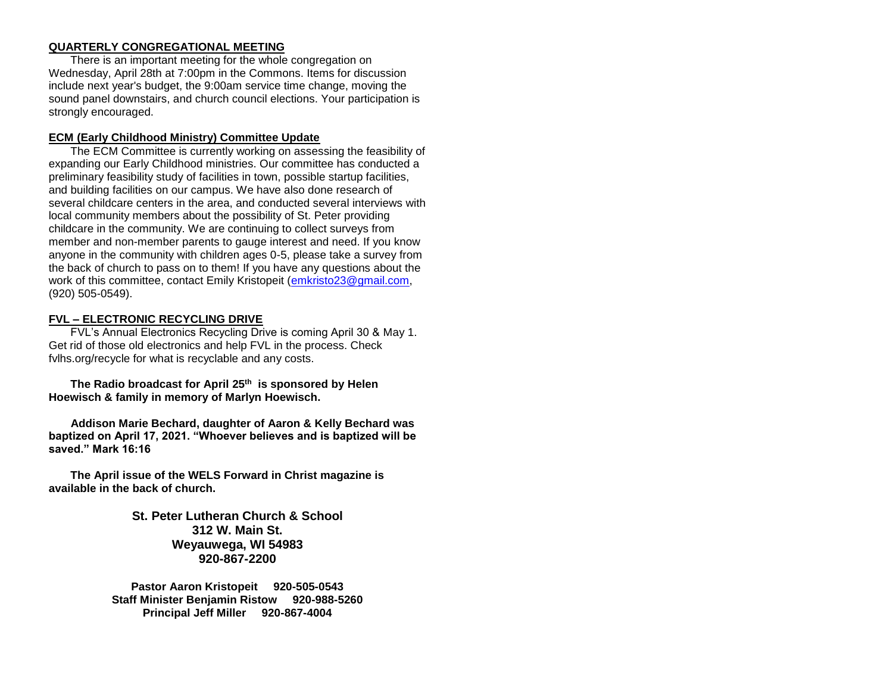## QUARTERLY CONGREGATIONAL MEETING

There is an important meeting for the whole congregation on Wednesday, April 28th at 7:00pm in the Commons. Items for discussion include next year's budget, the 9:00am service time change, moving the sound panel downstairs, and church council elections. Your participation is strongly encouraged.

## ECM (Early Childhood Ministry) Committee Update

The ECM Committee is currently working on assessing the feasibility of expanding our Early Childhood ministries. Our committee has conducted a preliminary feasibility study of facilities in town, possible startup facilities, and building facilities on our campus. We have also done research of several childcare centers in the area, and conducted several interviews with local community members about the possibility of St. Peter providing childcare in the community. We are continuing to collect surveys from member and non-member parents to gauge interest and need. If you know anyone in the community with children ages 0-5, please take a survey from the back of church to pass on to them! If you have any questions about the work of this committee, contact Emily Kristopeit (emkristo23@gmail.com, (920) 505-0549).

## FVL – ELECTRONIC RECYCLING DRIVE

FVL's Annual Electronics Recycling Drive is coming April 30 & May 1. Get rid of those old electronics and help FVL in the process. Check fvlhs.org/recycle for what is recyclable and any costs.

**The Radio broadcast for April 25th is sponsored by Helen Hoewisch & family in memory of Marlyn Hoewisch.**

**Addison Marie Bechard, daughter of Aaron & Kelly Bechard was baptized on April 17, 2021. "Whoever believes and is baptized will be saved." Mark 16:16**

**The April issue of the WELS Forward in Christ magazine is available in the back of church.**

**St. Peter Lutheran Church & School**
**312 W. Main St.**
**Weyauwega, WI 54983**
**920-867-2200**

**Pastor Aaron Kristopeit 920-505-0543**
**Staff Minister Benjamin Ristow 920-988-5260**
**Principal Jeff Miller 920-867-4004**